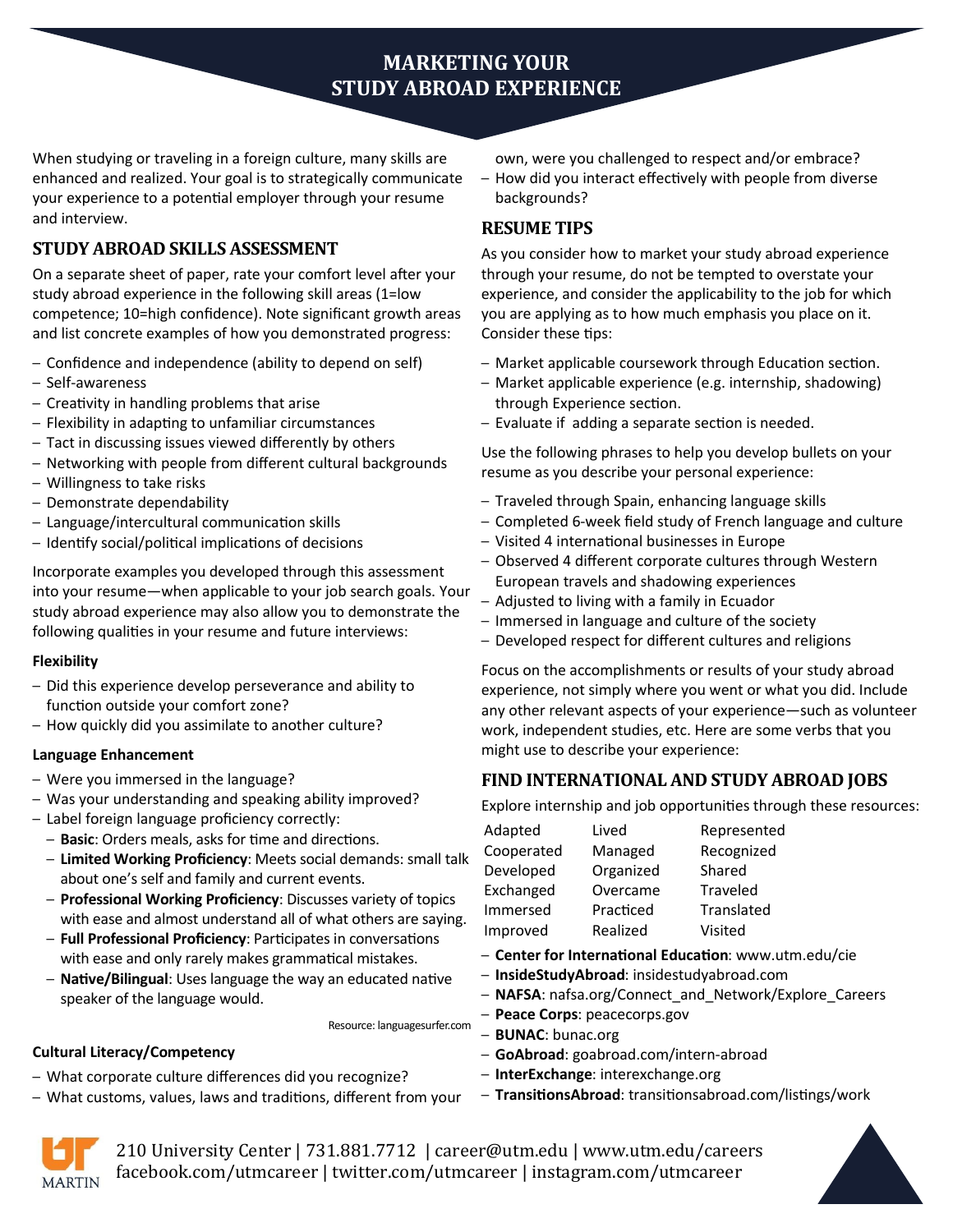# MARKETING YOUR STUDY ABROAD EXPERIENCE

When studying or traveling in a foreign culture, many skills are enhanced and realized. Your goal is to strategically communicate your experience to a potential employer through your resume and interview.

## STUDY ABROAD SKILLS ASSESSMENT

On a separate sheet of paper, rate your comfort level after your study abroad experience in the following skill areas (1=low competence; 10=high confidence). Note significant growth areas and list concrete examples of how you demonstrated progress:

- Confidence and independence (ability to depend on self)
- Self-awareness
- Creativity in handling problems that arise
- Flexibility in adapting to unfamiliar circumstances
- Tact in discussing issues viewed differently by others
- Networking with people from different cultural backgrounds
- Willingness to take risks
- Demonstrate dependability
- Language/intercultural communication skills
- Identify social/political implications of decisions

Incorporate examples you developed through this assessment into your resume—when applicable to your job search goals. Your study abroad experience may also allow you to demonstrate the following qualities in your resume and future interviews:

**Flexibility**

- Did this experience develop perseverance and ability to function outside your comfort zone?
- How quickly did you assimilate to another culture?

**Language Enhancement**

- Were you immersed in the language?
- Was your understanding and speaking ability improved?
- Label foreign language proficiency correctly:
  - **Basic**: Orders meals, asks for time and directions.
  - **Limited Working Proficiency**: Meets social demands: small talk about one's self and family and current events.
  - **Professional Working Proficiency**: Discusses variety of topics with ease and almost understand all of what others are saying.
  - **Full Professional Proficiency**: Participates in conversations with ease and only rarely makes grammatical mistakes.
  - **Native/Bilingual**: Uses language the way an educated native speaker of the language would.

Resource: languagesurfer.com

**Cultural Literacy/Competency**

- What corporate culture differences did you recognize?
- What customs, values, laws and traditions, different from your own, were you challenged to respect and/or embrace?
- How did you interact effectively with people from diverse backgrounds?

## RESUME TIPS

As you consider how to market your study abroad experience through your resume, do not be tempted to overstate your experience, and consider the applicability to the job for which you are applying as to how much emphasis you place on it. Consider these tips:

- Market applicable coursework through Education section.
- Market applicable experience (e.g. internship, shadowing) through Experience section.
- Evaluate if adding a separate section is needed.

Use the following phrases to help you develop bullets on your resume as you describe your personal experience:

- Traveled through Spain, enhancing language skills
- Completed 6-week field study of French language and culture
- Visited 4 international businesses in Europe
- Observed 4 different corporate cultures through Western European travels and shadowing experiences
- Adjusted to living with a family in Ecuador
- Immersed in language and culture of the society
- Developed respect for different cultures and religions

Focus on the accomplishments or results of your study abroad experience, not simply where you went or what you did. Include any other relevant aspects of your experience—such as volunteer work, independent studies, etc. Here are some verbs that you might use to describe your experience:

| | | |
|---|---|---|
| Adapted | Lived | Represented |
| Cooperated | Managed | Recognized |
| Developed | Organized | Shared |
| Exchanged | Overcame | Traveled |
| Immersed | Practiced | Translated |
| Improved | Realized | Visited |

## FIND INTERNATIONAL AND STUDY ABROAD JOBS

Explore internship and job opportunities through these resources:

- **Center for International Education**: www.utm.edu/cie
- **InsideStudyAbroad**: insidestudyabroad.com
- **NAFSA**: nafsa.org/Connect_and_Network/Explore_Careers
- **Peace Corps**: peacecorps.gov
- **BUNAC**: bunac.org
- **GoAbroad**: goabroad.com/intern-abroad
- **InterExchange**: interexchange.org
- **TransitionsAbroad**: transitionsabroad.com/listings/work

210 University Center | 731.881.7712 | career@utm.edu | www.utm.edu/careers
facebook.com/utmcareer | twitter.com/utmcareer | instagram.com/utmcareer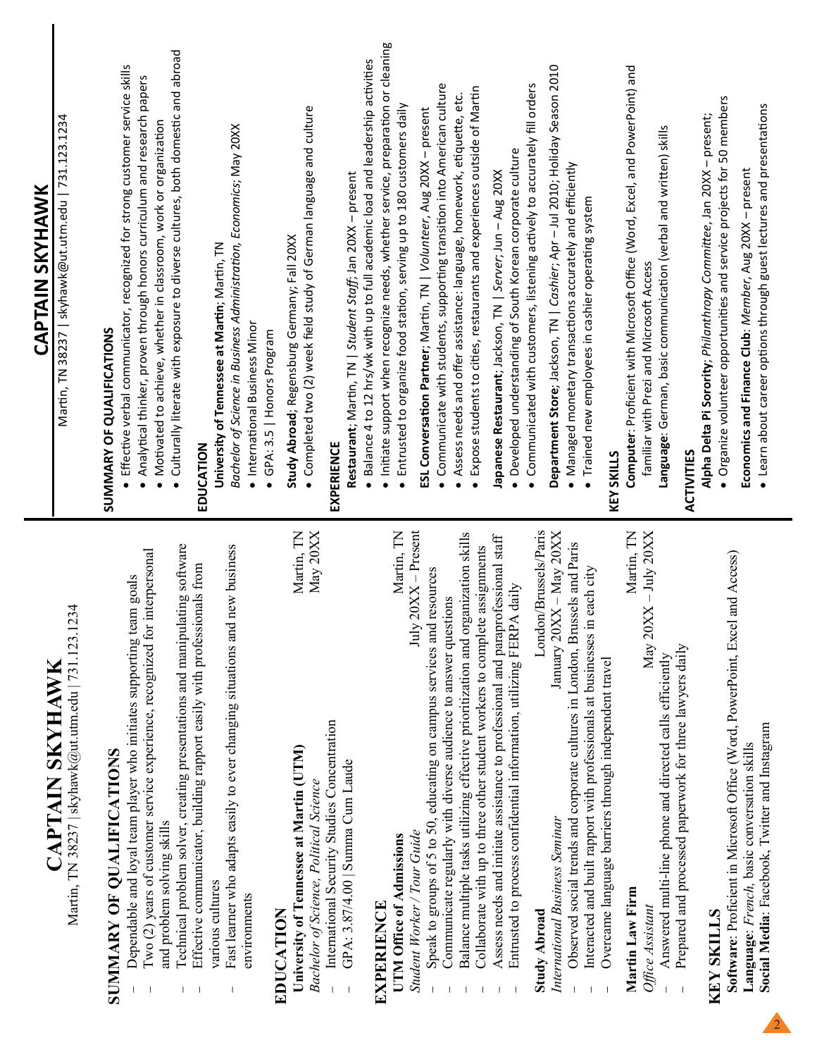# CAPTAIN SKYHAWK

Martin, TN 38237 | skyhawk@ut.utm.edu | 731.123.1234

## SUMMARY OF QUALIFICATIONS

- Dependable and loyal team player who initiates supporting team goals
- Two (2) years of customer service experience, recognized for interpersonal and problem solving skills
- Technical problem solver, creating presentations and manipulating software
- Effective communicator, building rapport easily with professionals from various cultures
- Fast learner who adapts easily to ever changing situations and new business environments

## EDUCATION

**University of Tennessee at Martin (UTM)** — Martin, TN
*Bachelor of Science, Political Science* — May 20XX
- International Security Studies Concentration
- GPA: 3.87/4.00 | Summa Cum Laude

## EXPERIENCE

**UTM Office of Admissions** — Martin, TN
*Student Worker / Tour Guide* — July 20XX – Present
- Speak to groups of 5 to 50, educating on campus services and resources
- Communicate regularly with diverse audience to answer questions
- Balance multiple tasks utilizing effective prioritization and organization skills
- Collaborate with up to three other student workers to complete assignments
- Assess needs and initiate assistance to professional and paraprofessional staff
- Entrusted to process confidential information, utilizing FERPA daily

**Study Abroad** — London/Brussels/Paris
*International Business Seminar* — January 20XX – May 20XX
- Observed social trends and corporate cultures in London, Brussels and Paris
- Interacted and built rapport with professionals at businesses in each city
- Overcame language barriers through independent travel

**Martin Law Firm** — Martin, TN
*Office Assistant* — May 20XX – July 20XX
- Answered multi-line phone and directed calls efficiently
- Prepared and processed paperwork for three lawyers daily

## KEY SKILLS

**Software**: Proficient in Microsoft Office (Word, PowerPoint, Excel and Access)
**Language**: *French*, basic conversation skills
**Social Media**: Facebook, Twitter and Instagram

---

# CAPTAIN SKYHAWK

Martin, TN 38237 | skyhawk@ut.utm.edu | 731.123.1234

## SUMMARY OF QUALIFICATIONS

- Effective verbal communicator, recognized for strong customer service skills
- Analytical thinker, proven through honors curriculum and research papers
- Motivated to achieve, whether in classroom, work or organization
- Culturally literate with exposure to diverse cultures, both domestic and abroad

## EDUCATION

**University of Tennessee at Martin**; Martin, TN
*Bachelor of Science in Business Administration, Economics*; May 20XX
- International Business Minor
- GPA: 3.5 | Honors Program

**Study Abroad**; Regensburg Germany; Fall 20XX
- Completed two (2) week field study of German language and culture

## EXPERIENCE

**Restaurant**; Martin, TN | *Student Staff*; Jan 20XX – present
- Balance 4 to 12 hrs/wk with up to full academic load and leadership activities
- Initiate support when recognize needs, whether service, preparation or cleaning
- Entrusted to organize food station, serving up to 180 customers daily

**ESL Conversation Partner**; Martin, TN | *Volunteer*, Aug 20XX – present
- Communicate with students, supporting transition into American culture
- Assess needs and offer assistance: language, homework, etiquette, etc.
- Expose students to cities, restaurants and experiences outside of Martin

**Japanese Restaurant**; Jackson, TN | *Server*; Jun – Aug 20XX
- Developed understanding of South Korean corporate culture
- Communicated with customers, listening actively to accurately fill orders

**Department Store**; Jackson, TN | *Cashier*; Apr – Jul 2010; Holiday Season 2010
- Managed monetary transactions accurately and efficiently
- Trained new employees in cashier operating system

## KEY SKILLS

**Computer**: Proficient with Microsoft Office (Word, Excel, and PowerPoint) and familiar with Prezi and Microsoft Access
**Language**: German, basic communication (verbal and written) skills

## ACTIVITIES

**Alpha Delta Pi Sorority**; *Philanthropy Committee*, Jan 20XX – present;
- Organize volunteer opportunities and service projects for 50 members

**Economics and Finance Club**: *Member*, Aug 20XX – present
- Learn about career options through guest lectures and presentations